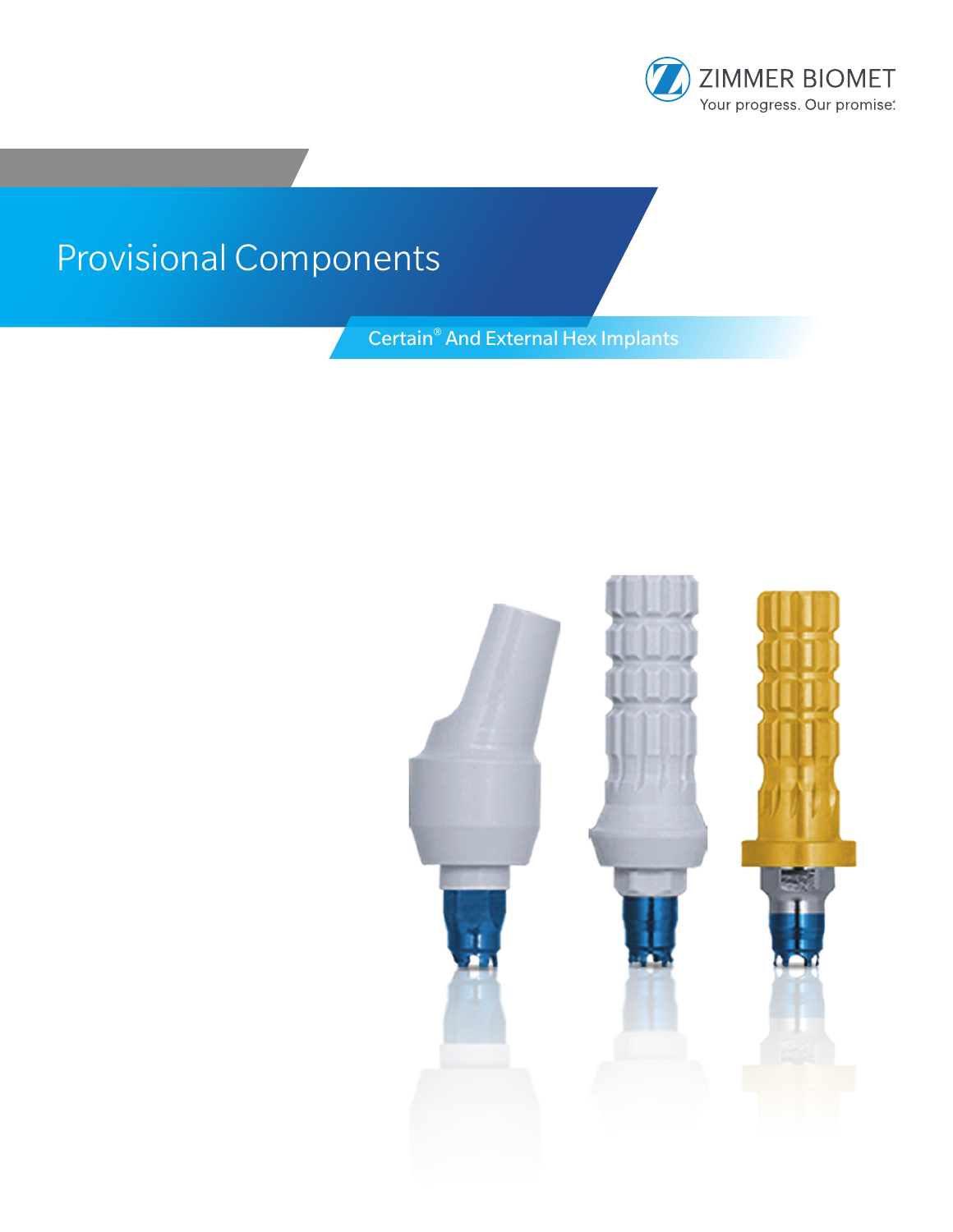ZIMMER BIOMET

Your progress. Our promise.

# Provisional Components

## Certain® And External Hex Implants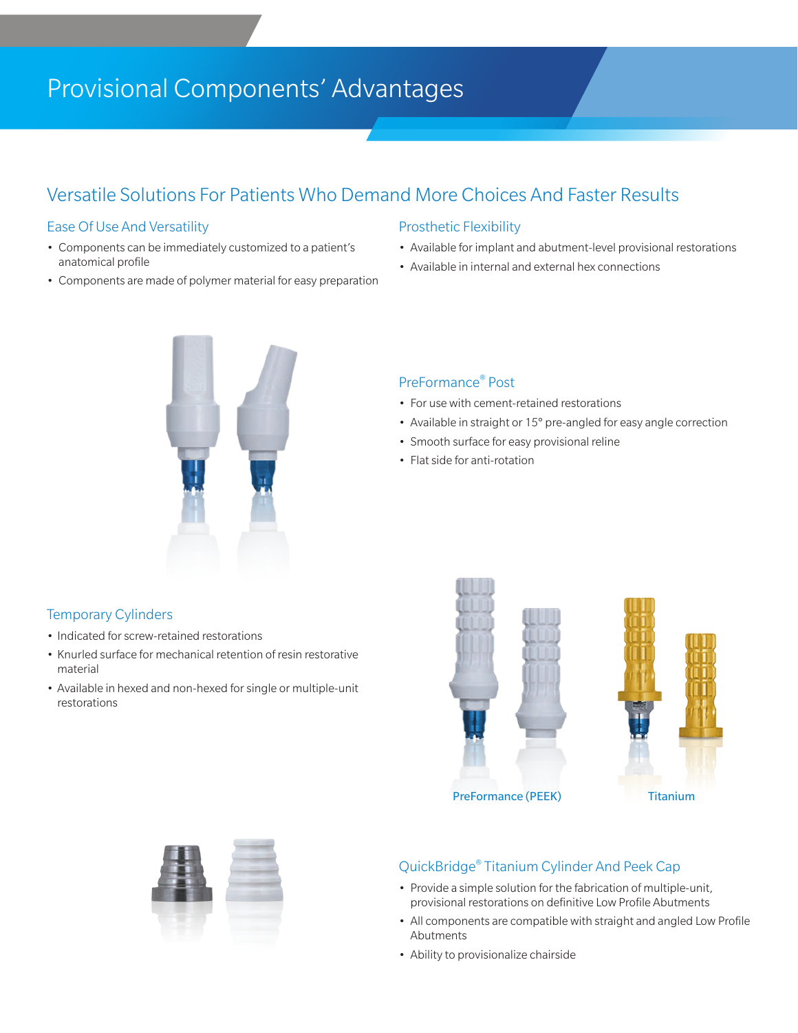# Provisional Components' Advantages

## Versatile Solutions For Patients Who Demand More Choices And Faster Results

### Ease Of Use And Versatility

- Components can be immediately customized to a patient's anatomical profile
- Components are made of polymer material for easy preparation

### Prosthetic Flexibility

- Available for implant and abutment-level provisional restorations
- Available in internal and external hex connections

### PreFormance® Post

- For use with cement-retained restorations
- Available in straight or 15° pre-angled for easy angle correction
- Smooth surface for easy provisional reline
- Flat side for anti-rotation

### Temporary Cylinders

- Indicated for screw-retained restorations
- Knurled surface for mechanical retention of resin restorative material
- Available in hexed and non-hexed for single or multiple-unit restorations

PreFormance (PEEK)

Titanium

### QuickBridge® Titanium Cylinder And Peek Cap

- Provide a simple solution for the fabrication of multiple-unit, provisional restorations on definitive Low Profile Abutments
- All components are compatible with straight and angled Low Profile Abutments
- Ability to provisionalize chairside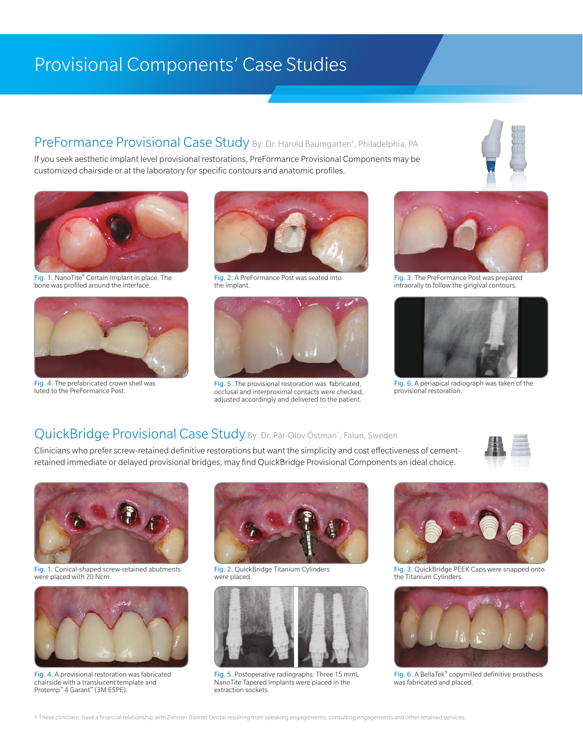# Provisional Components' Case Studies

## PreFormance Provisional Case Study

By: Dr. Harold Baumgarten†, Philadelphia, PA

If you seek aesthetic implant level provisional restorations, PreFormance Provisional Components may be customized chairside or at the laboratory for specific contours and anatomic profiles.

Fig. 1. NanoTite® Certain Implant in place. The bone was profiled around the interface.

Fig. 2. A PreFormance Post was seated into the implant.

Fig. 3. The PreFormance Post was prepared intraorally to follow the gingival contours.

Fig. 4. The prefabricated crown shell was luted to the PreFormance Post.

Fig. 5. The provisional restoration was fabricated, occlusal and interproximal contacts were checked, adjusted accordingly and delivered to the patient.

Fig. 6. A periapical radiograph was taken of the provisional restoration.

## QuickBridge Provisional Case Study

By: Dr. Pär-Olov Östman†, Falun, Sweden

Clinicians who prefer screw-retained definitive restorations but want the simplicity and cost effectiveness of cement-retained immediate or delayed provisional bridges, may find QuickBridge Provisional Components an ideal choice.

Fig. 1. Conical-shaped screw-retained abutments were placed with 20 Ncm.

Fig. 2. QuickBridge Titanium Cylinders were placed.

Fig. 3. QuickBridge PEEK Caps were snapped onto the Titanium Cylinders.

Fig. 4. A provisional restoration was fabricated chairside with a translucent template and Protemp™ 4 Garant™ (3M ESPE).

Fig. 5. Postoperative radiographs. Three 15 mmL NanoTite Tapered Implants were placed in the extraction sockets.

Fig. 6. A BellaTek® copymilled definitive prosthesis was fabricated and placed.

† These clinicians have a financial relationship with Zimmer Biomet Dental resulting from speaking engagements, consulting engagements and other retained services.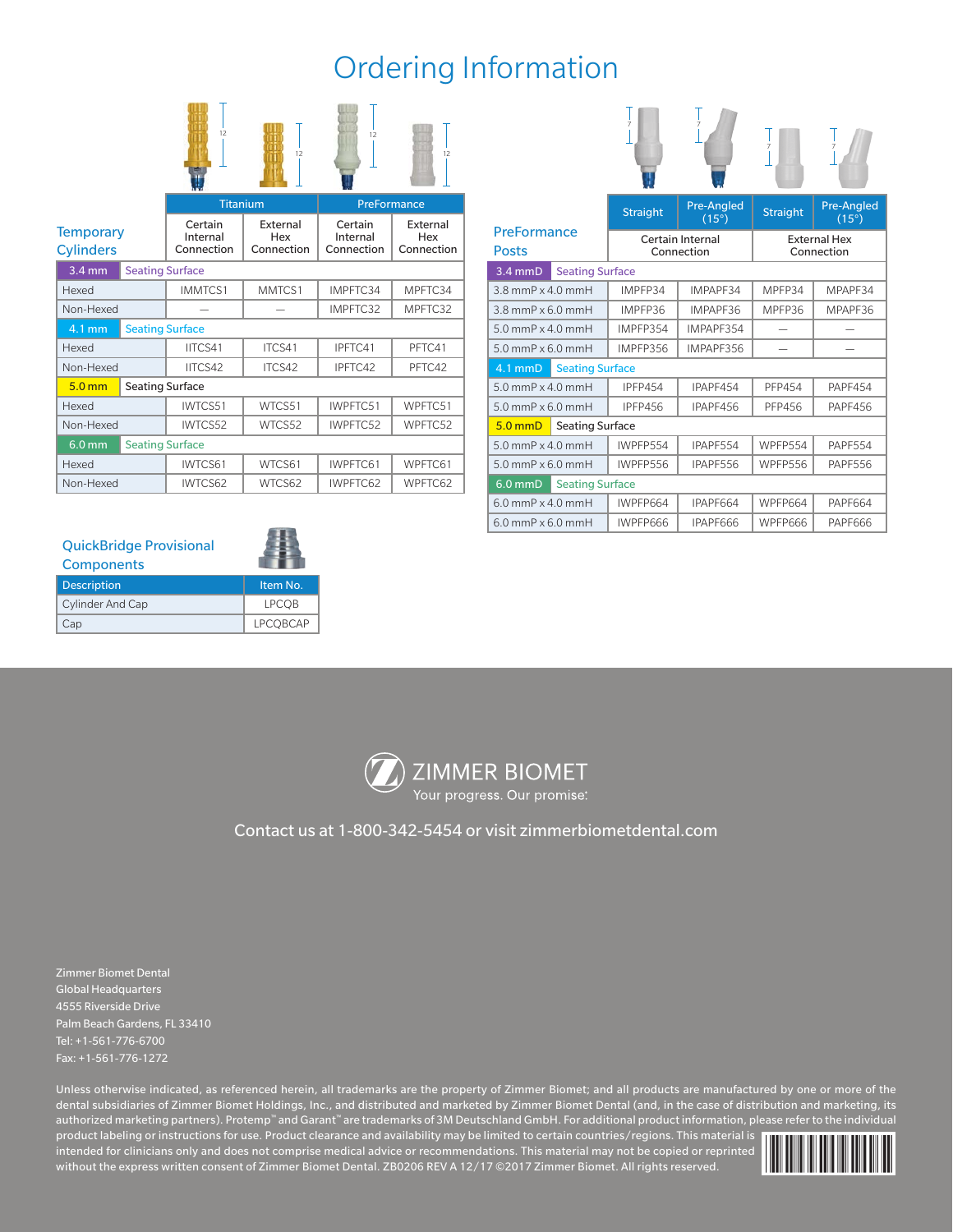# Ordering Information

## Temporary Cylinders

| | Titanium | | PreFormance | |
|---|---|---|---|---|
| | Certain Internal Connection | External Hex Connection | Certain Internal Connection | External Hex Connection |
| **3.4 mm** Seating Surface | | | | |
| Hexed | IMMTCS1 | MMTCS1 | IMPFTC34 | MPFTC34 |
| Non-Hexed | — | — | IMPFTC32 | MPFTC32 |
| **4.1 mm** Seating Surface | | | | |
| Hexed | IITCS41 | ITCS41 | IPFTC41 | PFTC41 |
| Non-Hexed | IITCS42 | ITCS42 | IPFTC42 | PFTC42 |
| **5.0 mm** Seating Surface | | | | |
| Hexed | IWTCS51 | WTCS51 | IWPFTC51 | WPFTC51 |
| Non-Hexed | IWTCS52 | WTCS52 | IWPFTC52 | WPFTC52 |
| **6.0 mm** Seating Surface | | | | |
| Hexed | IWTCS61 | WTCS61 | IWPFTC61 | WPFTC61 |
| Non-Hexed | IWTCS62 | WTCS62 | IWPFTC62 | WPFTC62 |

## PreFormance Posts

| | Straight | Pre-Angled (15°) | Straight | Pre-Angled (15°) |
|---|---|---|---|---|
| | Certain Internal Connection | | External Hex Connection | |
| **3.4 mmD** Seating Surface | | | | |
| 3.8 mmP x 4.0 mmH | IMPFP34 | IMPAPF34 | MPFP34 | MPAPF34 |
| 3.8 mmP x 6.0 mmH | IMPFP36 | IMPAPF36 | MPFP36 | MPAPF36 |
| 5.0 mmP x 4.0 mmH | IMPFP354 | IMPAPF354 | — | — |
| 5.0 mmP x 6.0 mmH | IMPFP356 | IMPAPF356 | — | — |
| **4.1 mmD** Seating Surface | | | | |
| 5.0 mmP x 4.0 mmH | IPFP454 | IPAPF454 | PFP454 | PAPF454 |
| 5.0 mmP x 6.0 mmH | IPFP456 | IPAPF456 | PFP456 | PAPF456 |
| **5.0 mmD** Seating Surface | | | | |
| 5.0 mmP x 4.0 mmH | IWPFP554 | IPAPF554 | WPFP554 | PAPF554 |
| 5.0 mmP x 6.0 mmH | IWPFP556 | IPAPF556 | WPFP556 | PAPF556 |
| **6.0 mmD** Seating Surface | | | | |
| 6.0 mmP x 4.0 mmH | IWPFP664 | IPAPF664 | WPFP664 | PAPF664 |
| 6.0 mmP x 6.0 mmH | IWPFP666 | IPAPF666 | WPFP666 | PAPF666 |

## QuickBridge Provisional Components

| Description | Item No. |
|---|---|
| Cylinder And Cap | LPCQB |
| Cap | LPCQBCAP |

ZIMMER BIOMET
Your progress. Our promise.

Contact us at 1-800-342-5454 or visit zimmerbiometdental.com

Zimmer Biomet Dental
Global Headquarters
4555 Riverside Drive
Palm Beach Gardens, FL 33410
Tel: +1-561-776-6700
Fax: +1-561-776-1272

Unless otherwise indicated, as referenced herein, all trademarks are the property of Zimmer Biomet; and all products are manufactured by one or more of the dental subsidiaries of Zimmer Biomet Holdings, Inc., and distributed and marketed by Zimmer Biomet Dental (and, in the case of distribution and marketing, its authorized marketing partners). Protemp™ and Garant™ are trademarks of 3M Deutschland GmbH. For additional product information, please refer to the individual product labeling or instructions for use. Product clearance and availability may be limited to certain countries/regions. This material is intended for clinicians only and does not comprise medical advice or recommendations. This material may not be copied or reprinted without the express written consent of Zimmer Biomet Dental. ZB0206 REV A 12/17 ©2017 Zimmer Biomet. All rights reserved.